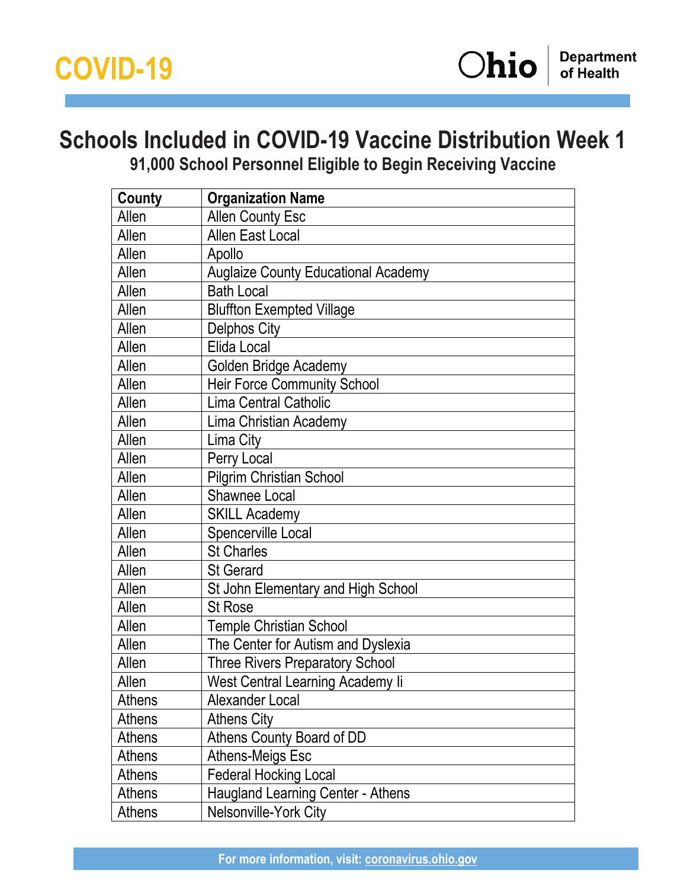COVID-19

Ohio Department of Health

# Schools Included in COVID-19 Vaccine Distribution Week 1

## 91,000 School Personnel Eligible to Begin Receiving Vaccine

| County | Organization Name |
|---|---|
| Allen | Allen County Esc |
| Allen | Allen East Local |
| Allen | Apollo |
| Allen | Auglaize County Educational Academy |
| Allen | Bath Local |
| Allen | Bluffton Exempted Village |
| Allen | Delphos City |
| Allen | Elida Local |
| Allen | Golden Bridge Academy |
| Allen | Heir Force Community School |
| Allen | Lima Central Catholic |
| Allen | Lima Christian Academy |
| Allen | Lima City |
| Allen | Perry Local |
| Allen | Pilgrim Christian School |
| Allen | Shawnee Local |
| Allen | SKILL Academy |
| Allen | Spencerville Local |
| Allen | St Charles |
| Allen | St Gerard |
| Allen | St John Elementary and High School |
| Allen | St Rose |
| Allen | Temple Christian School |
| Allen | The Center for Autism and Dyslexia |
| Allen | Three Rivers Preparatory School |
| Allen | West Central Learning Academy Ii |
| Athens | Alexander Local |
| Athens | Athens City |
| Athens | Athens County Board of DD |
| Athens | Athens-Meigs Esc |
| Athens | Federal Hocking Local |
| Athens | Haugland Learning Center - Athens |
| Athens | Nelsonville-York City |

For more information, visit: coronavirus.ohio.gov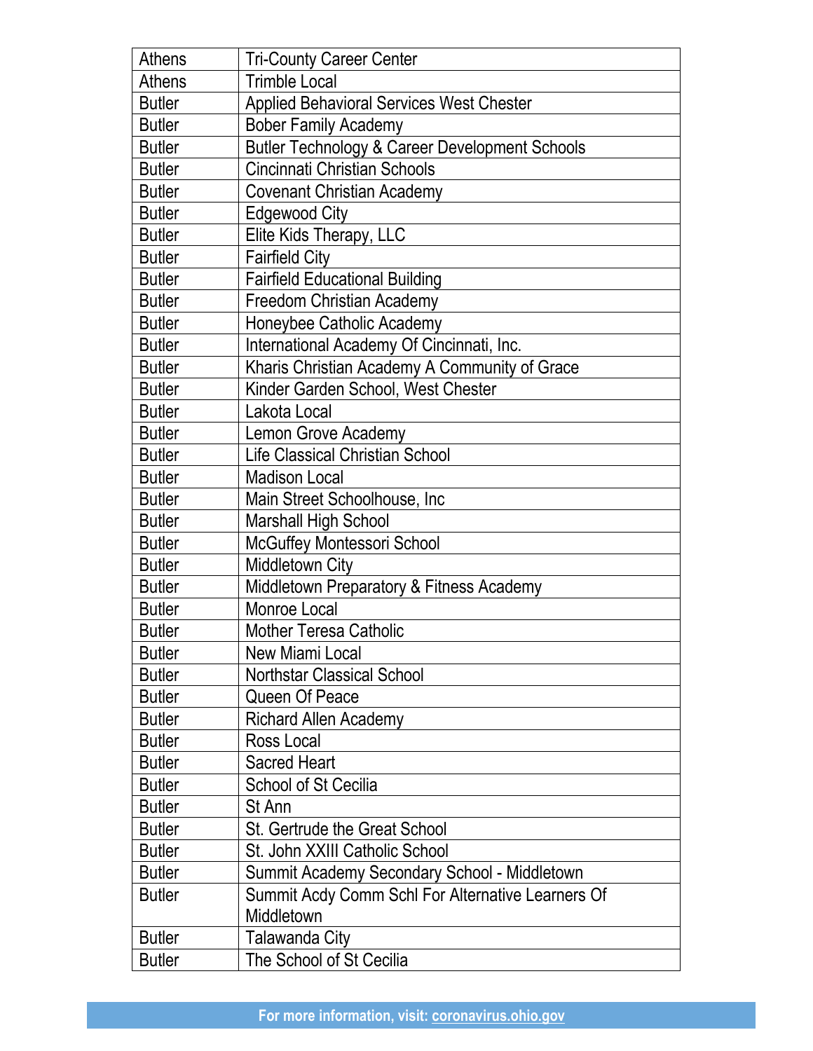| Athens | Tri-County Career Center |
| --- | --- |
| Athens | Trimble Local |
| Butler | Applied Behavioral Services West Chester |
| Butler | Bober Family Academy |
| Butler | Butler Technology & Career Development Schools |
| Butler | Cincinnati Christian Schools |
| Butler | Covenant Christian Academy |
| Butler | Edgewood City |
| Butler | Elite Kids Therapy, LLC |
| Butler | Fairfield City |
| Butler | Fairfield Educational Building |
| Butler | Freedom Christian Academy |
| Butler | Honeybee Catholic Academy |
| Butler | International Academy Of Cincinnati, Inc. |
| Butler | Kharis Christian Academy A Community of Grace |
| Butler | Kinder Garden School, West Chester |
| Butler | Lakota Local |
| Butler | Lemon Grove Academy |
| Butler | Life Classical Christian School |
| Butler | Madison Local |
| Butler | Main Street Schoolhouse, Inc |
| Butler | Marshall High School |
| Butler | McGuffey Montessori School |
| Butler | Middletown City |
| Butler | Middletown Preparatory & Fitness Academy |
| Butler | Monroe Local |
| Butler | Mother Teresa Catholic |
| Butler | New Miami Local |
| Butler | Northstar Classical School |
| Butler | Queen Of Peace |
| Butler | Richard Allen Academy |
| Butler | Ross Local |
| Butler | Sacred Heart |
| Butler | School of St Cecilia |
| Butler | St Ann |
| Butler | St. Gertrude the Great School |
| Butler | St. John XXIII Catholic School |
| Butler | Summit Academy Secondary School - Middletown |
| Butler | Summit Acdy Comm Schl For Alternative Learners Of Middletown |
| Butler | Talawanda City |
| Butler | The School of St Cecilia |

For more information, visit: coronavirus.ohio.gov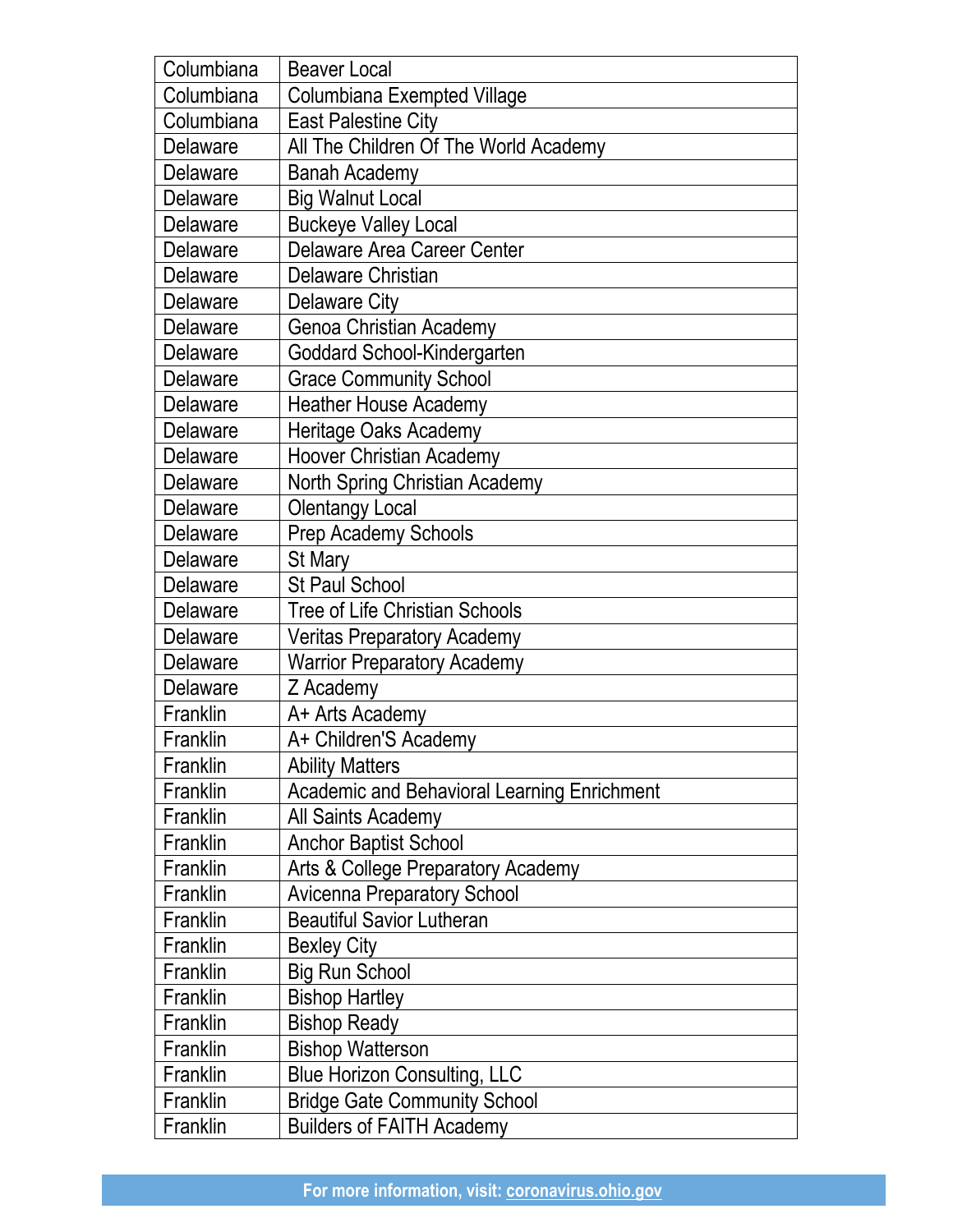| Columbiana | Beaver Local |
|---|---|
| Columbiana | Columbiana Exempted Village |
| Columbiana | East Palestine City |
| Delaware | All The Children Of The World Academy |
| Delaware | Banah Academy |
| Delaware | Big Walnut Local |
| Delaware | Buckeye Valley Local |
| Delaware | Delaware Area Career Center |
| Delaware | Delaware Christian |
| Delaware | Delaware City |
| Delaware | Genoa Christian Academy |
| Delaware | Goddard School-Kindergarten |
| Delaware | Grace Community School |
| Delaware | Heather House Academy |
| Delaware | Heritage Oaks Academy |
| Delaware | Hoover Christian Academy |
| Delaware | North Spring Christian Academy |
| Delaware | Olentangy Local |
| Delaware | Prep Academy Schools |
| Delaware | St Mary |
| Delaware | St Paul School |
| Delaware | Tree of Life Christian Schools |
| Delaware | Veritas Preparatory Academy |
| Delaware | Warrior Preparatory Academy |
| Delaware | Z Academy |
| Franklin | A+ Arts Academy |
| Franklin | A+ Children'S Academy |
| Franklin | Ability Matters |
| Franklin | Academic and Behavioral Learning Enrichment |
| Franklin | All Saints Academy |
| Franklin | Anchor Baptist School |
| Franklin | Arts & College Preparatory Academy |
| Franklin | Avicenna Preparatory School |
| Franklin | Beautiful Savior Lutheran |
| Franklin | Bexley City |
| Franklin | Big Run School |
| Franklin | Bishop Hartley |
| Franklin | Bishop Ready |
| Franklin | Bishop Watterson |
| Franklin | Blue Horizon Consulting, LLC |
| Franklin | Bridge Gate Community School |
| Franklin | Builders of FAITH Academy |

For more information, visit: coronavirus.ohio.gov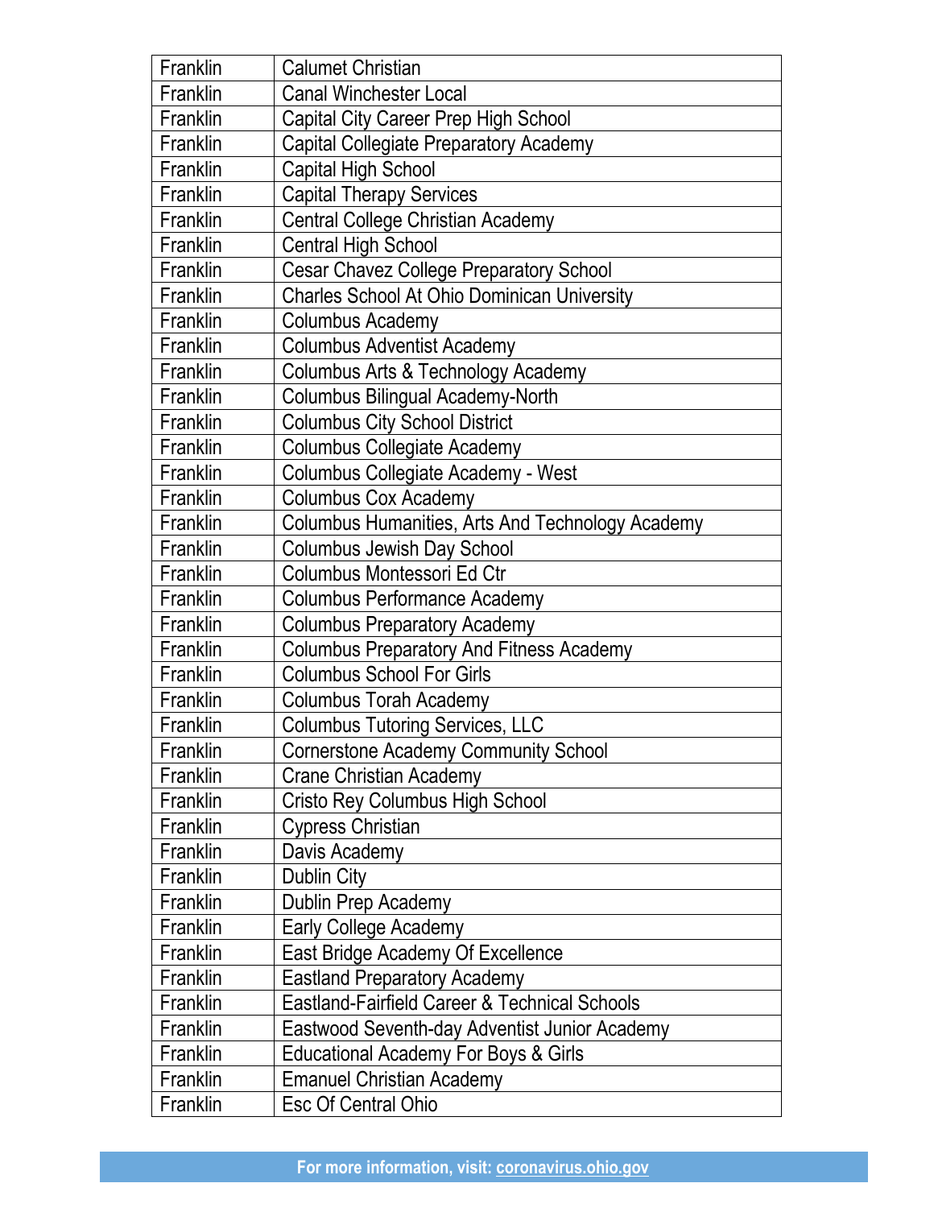| | |
|---|---|
| Franklin | Calumet Christian |
| Franklin | Canal Winchester Local |
| Franklin | Capital City Career Prep High School |
| Franklin | Capital Collegiate Preparatory Academy |
| Franklin | Capital High School |
| Franklin | Capital Therapy Services |
| Franklin | Central College Christian Academy |
| Franklin | Central High School |
| Franklin | Cesar Chavez College Preparatory School |
| Franklin | Charles School At Ohio Dominican University |
| Franklin | Columbus Academy |
| Franklin | Columbus Adventist Academy |
| Franklin | Columbus Arts & Technology Academy |
| Franklin | Columbus Bilingual Academy-North |
| Franklin | Columbus City School District |
| Franklin | Columbus Collegiate Academy |
| Franklin | Columbus Collegiate Academy - West |
| Franklin | Columbus Cox Academy |
| Franklin | Columbus Humanities, Arts And Technology Academy |
| Franklin | Columbus Jewish Day School |
| Franklin | Columbus Montessori Ed Ctr |
| Franklin | Columbus Performance Academy |
| Franklin | Columbus Preparatory Academy |
| Franklin | Columbus Preparatory And Fitness Academy |
| Franklin | Columbus School For Girls |
| Franklin | Columbus Torah Academy |
| Franklin | Columbus Tutoring Services, LLC |
| Franklin | Cornerstone Academy Community School |
| Franklin | Crane Christian Academy |
| Franklin | Cristo Rey Columbus High School |
| Franklin | Cypress Christian |
| Franklin | Davis Academy |
| Franklin | Dublin City |
| Franklin | Dublin Prep Academy |
| Franklin | Early College Academy |
| Franklin | East Bridge Academy Of Excellence |
| Franklin | Eastland Preparatory Academy |
| Franklin | Eastland-Fairfield Career & Technical Schools |
| Franklin | Eastwood Seventh-day Adventist Junior Academy |
| Franklin | Educational Academy For Boys & Girls |
| Franklin | Emanuel Christian Academy |
| Franklin | Esc Of Central Ohio |

For more information, visit: coronavirus.ohio.gov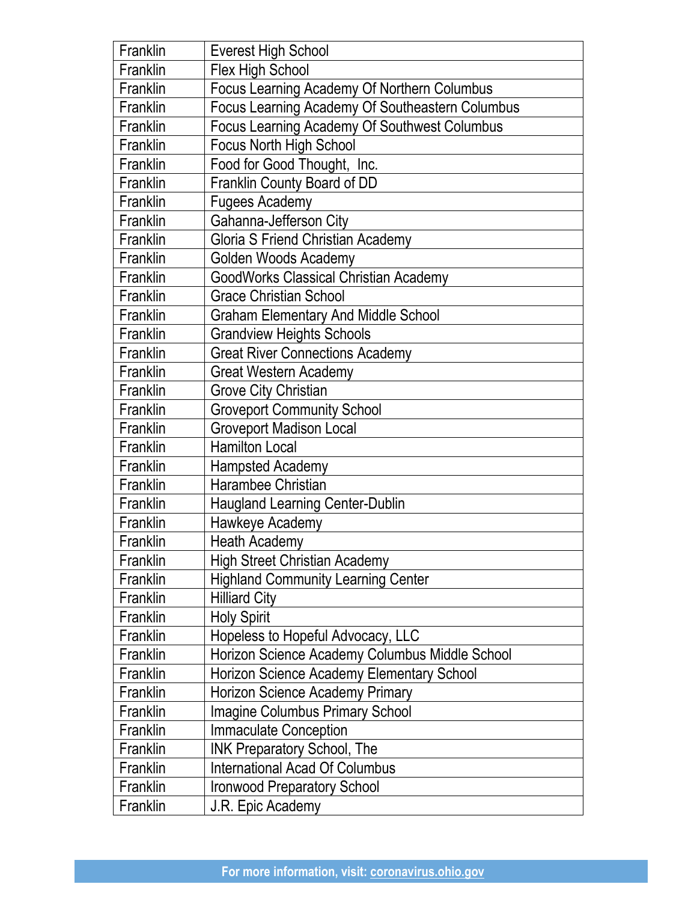| Franklin | Everest High School |
|---|---|
| Franklin | Flex High School |
| Franklin | Focus Learning Academy Of Northern Columbus |
| Franklin | Focus Learning Academy Of Southeastern Columbus |
| Franklin | Focus Learning Academy Of Southwest Columbus |
| Franklin | Focus North High School |
| Franklin | Food for Good Thought,  Inc. |
| Franklin | Franklin County Board of DD |
| Franklin | Fugees Academy |
| Franklin | Gahanna-Jefferson City |
| Franklin | Gloria S Friend Christian Academy |
| Franklin | Golden Woods Academy |
| Franklin | GoodWorks Classical Christian Academy |
| Franklin | Grace Christian School |
| Franklin | Graham Elementary And Middle School |
| Franklin | Grandview Heights Schools |
| Franklin | Great River Connections Academy |
| Franklin | Great Western Academy |
| Franklin | Grove City Christian |
| Franklin | Groveport Community School |
| Franklin | Groveport Madison Local |
| Franklin | Hamilton Local |
| Franklin | Hampsted Academy |
| Franklin | Harambee Christian |
| Franklin | Haugland Learning Center-Dublin |
| Franklin | Hawkeye Academy |
| Franklin | Heath Academy |
| Franklin | High Street Christian Academy |
| Franklin | Highland Community Learning Center |
| Franklin | Hilliard City |
| Franklin | Holy Spirit |
| Franklin | Hopeless to Hopeful Advocacy, LLC |
| Franklin | Horizon Science Academy Columbus Middle School |
| Franklin | Horizon Science Academy Elementary School |
| Franklin | Horizon Science Academy Primary |
| Franklin | Imagine Columbus Primary School |
| Franklin | Immaculate Conception |
| Franklin | INK Preparatory School, The |
| Franklin | International Acad Of Columbus |
| Franklin | Ironwood Preparatory School |
| Franklin | J.R. Epic Academy |

For more information, visit: coronavirus.ohio.gov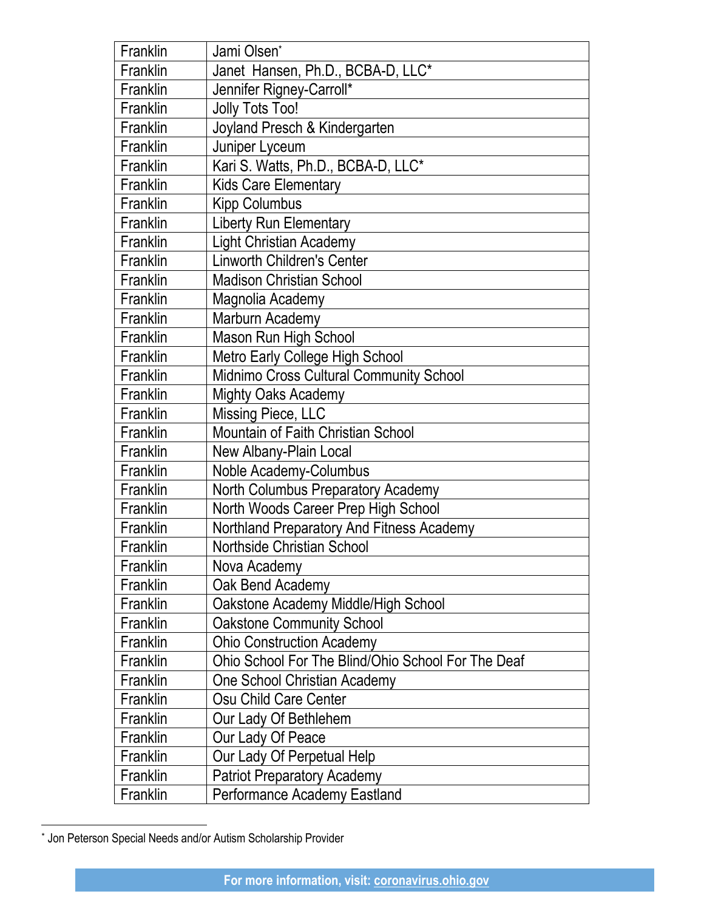| Franklin | Jami Olsen* |
|---|---|
| Franklin | Janet  Hansen, Ph.D., BCBA-D, LLC* |
| Franklin | Jennifer Rigney-Carroll* |
| Franklin | Jolly Tots Too! |
| Franklin | Joyland Presch & Kindergarten |
| Franklin | Juniper Lyceum |
| Franklin | Kari S. Watts, Ph.D., BCBA-D, LLC* |
| Franklin | Kids Care Elementary |
| Franklin | Kipp Columbus |
| Franklin | Liberty Run Elementary |
| Franklin | Light Christian Academy |
| Franklin | Linworth Children's Center |
| Franklin | Madison Christian School |
| Franklin | Magnolia Academy |
| Franklin | Marburn Academy |
| Franklin | Mason Run High School |
| Franklin | Metro Early College High School |
| Franklin | Midnimo Cross Cultural Community School |
| Franklin | Mighty Oaks Academy |
| Franklin | Missing Piece, LLC |
| Franklin | Mountain of Faith Christian School |
| Franklin | New Albany-Plain Local |
| Franklin | Noble Academy-Columbus |
| Franklin | North Columbus Preparatory Academy |
| Franklin | North Woods Career Prep High School |
| Franklin | Northland Preparatory And Fitness Academy |
| Franklin | Northside Christian School |
| Franklin | Nova Academy |
| Franklin | Oak Bend Academy |
| Franklin | Oakstone Academy Middle/High School |
| Franklin | Oakstone Community School |
| Franklin | Ohio Construction Academy |
| Franklin | Ohio School For The Blind/Ohio School For The Deaf |
| Franklin | One School Christian Academy |
| Franklin | Osu Child Care Center |
| Franklin | Our Lady Of Bethlehem |
| Franklin | Our Lady Of Peace |
| Franklin | Our Lady Of Perpetual Help |
| Franklin | Patriot Preparatory Academy |
| Franklin | Performance Academy Eastland |

* Jon Peterson Special Needs and/or Autism Scholarship Provider

For more information, visit: coronavirus.ohio.gov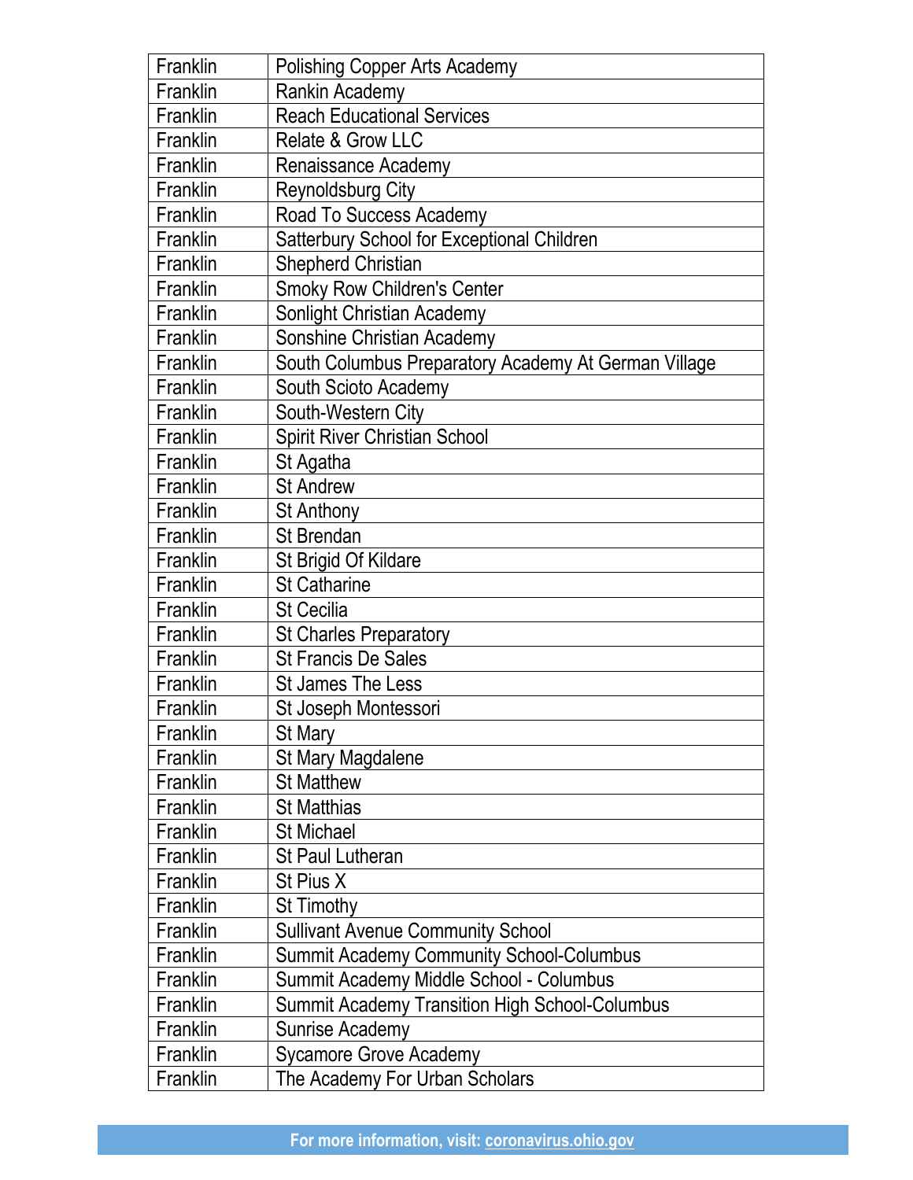| Franklin | Polishing Copper Arts Academy |
|---|---|
| Franklin | Rankin Academy |
| Franklin | Reach Educational Services |
| Franklin | Relate & Grow LLC |
| Franklin | Renaissance Academy |
| Franklin | Reynoldsburg City |
| Franklin | Road To Success Academy |
| Franklin | Satterbury School for Exceptional Children |
| Franklin | Shepherd Christian |
| Franklin | Smoky Row Children's Center |
| Franklin | Sonlight Christian Academy |
| Franklin | Sonshine Christian Academy |
| Franklin | South Columbus Preparatory Academy At German Village |
| Franklin | South Scioto Academy |
| Franklin | South-Western City |
| Franklin | Spirit River Christian School |
| Franklin | St Agatha |
| Franklin | St Andrew |
| Franklin | St Anthony |
| Franklin | St Brendan |
| Franklin | St Brigid Of Kildare |
| Franklin | St Catharine |
| Franklin | St Cecilia |
| Franklin | St Charles Preparatory |
| Franklin | St Francis De Sales |
| Franklin | St James The Less |
| Franklin | St Joseph Montessori |
| Franklin | St Mary |
| Franklin | St Mary Magdalene |
| Franklin | St Matthew |
| Franklin | St Matthias |
| Franklin | St Michael |
| Franklin | St Paul Lutheran |
| Franklin | St Pius X |
| Franklin | St Timothy |
| Franklin | Sullivant Avenue Community School |
| Franklin | Summit Academy Community School-Columbus |
| Franklin | Summit Academy Middle School - Columbus |
| Franklin | Summit Academy Transition High School-Columbus |
| Franklin | Sunrise Academy |
| Franklin | Sycamore Grove Academy |
| Franklin | The Academy For Urban Scholars |

For more information, visit: coronavirus.ohio.gov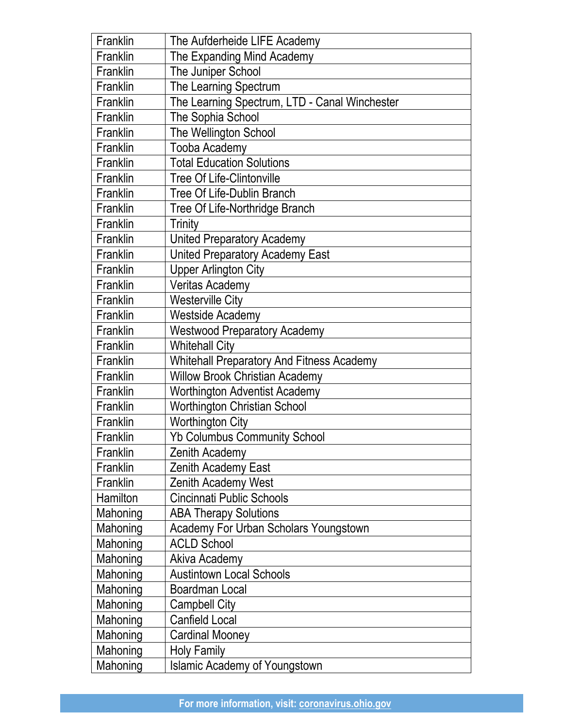| Franklin | The Aufderheide LIFE Academy |
|---|---|
| Franklin | The Expanding Mind Academy |
| Franklin | The Juniper School |
| Franklin | The Learning Spectrum |
| Franklin | The Learning Spectrum, LTD - Canal Winchester |
| Franklin | The Sophia School |
| Franklin | The Wellington School |
| Franklin | Tooba Academy |
| Franklin | Total Education Solutions |
| Franklin | Tree Of Life-Clintonville |
| Franklin | Tree Of Life-Dublin Branch |
| Franklin | Tree Of Life-Northridge Branch |
| Franklin | Trinity |
| Franklin | United Preparatory Academy |
| Franklin | United Preparatory Academy East |
| Franklin | Upper Arlington City |
| Franklin | Veritas Academy |
| Franklin | Westerville City |
| Franklin | Westside Academy |
| Franklin | Westwood Preparatory Academy |
| Franklin | Whitehall City |
| Franklin | Whitehall Preparatory And Fitness Academy |
| Franklin | Willow Brook Christian Academy |
| Franklin | Worthington Adventist Academy |
| Franklin | Worthington Christian School |
| Franklin | Worthington City |
| Franklin | Yb Columbus Community School |
| Franklin | Zenith Academy |
| Franklin | Zenith Academy East |
| Franklin | Zenith Academy West |
| Hamilton | Cincinnati Public Schools |
| Mahoning | ABA Therapy Solutions |
| Mahoning | Academy For Urban Scholars Youngstown |
| Mahoning | ACLD School |
| Mahoning | Akiva Academy |
| Mahoning | Austintown Local Schools |
| Mahoning | Boardman Local |
| Mahoning | Campbell City |
| Mahoning | Canfield Local |
| Mahoning | Cardinal Mooney |
| Mahoning | Holy Family |
| Mahoning | Islamic Academy of Youngstown |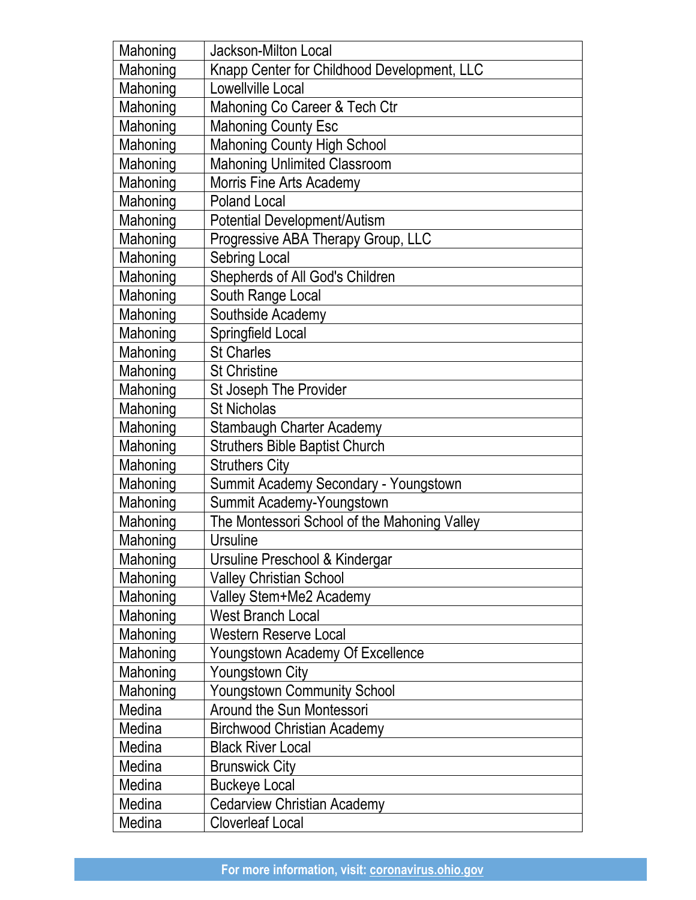| Mahoning | Jackson-Milton Local |
|---|---|
| Mahoning | Knapp Center for Childhood Development, LLC |
| Mahoning | Lowellville Local |
| Mahoning | Mahoning Co Career & Tech Ctr |
| Mahoning | Mahoning County Esc |
| Mahoning | Mahoning County High School |
| Mahoning | Mahoning Unlimited Classroom |
| Mahoning | Morris Fine Arts Academy |
| Mahoning | Poland Local |
| Mahoning | Potential Development/Autism |
| Mahoning | Progressive ABA Therapy Group, LLC |
| Mahoning | Sebring Local |
| Mahoning | Shepherds of All God's Children |
| Mahoning | South Range Local |
| Mahoning | Southside Academy |
| Mahoning | Springfield Local |
| Mahoning | St Charles |
| Mahoning | St Christine |
| Mahoning | St Joseph The Provider |
| Mahoning | St Nicholas |
| Mahoning | Stambaugh Charter Academy |
| Mahoning | Struthers Bible Baptist Church |
| Mahoning | Struthers City |
| Mahoning | Summit Academy Secondary - Youngstown |
| Mahoning | Summit Academy-Youngstown |
| Mahoning | The Montessori School of the Mahoning Valley |
| Mahoning | Ursuline |
| Mahoning | Ursuline Preschool & Kindergar |
| Mahoning | Valley Christian School |
| Mahoning | Valley Stem+Me2 Academy |
| Mahoning | West Branch Local |
| Mahoning | Western Reserve Local |
| Mahoning | Youngstown Academy Of Excellence |
| Mahoning | Youngstown City |
| Mahoning | Youngstown Community School |
| Medina | Around the Sun Montessori |
| Medina | Birchwood Christian Academy |
| Medina | Black River Local |
| Medina | Brunswick City |
| Medina | Buckeye Local |
| Medina | Cedarview Christian Academy |
| Medina | Cloverleaf Local |

For more information, visit: coronavirus.ohio.gov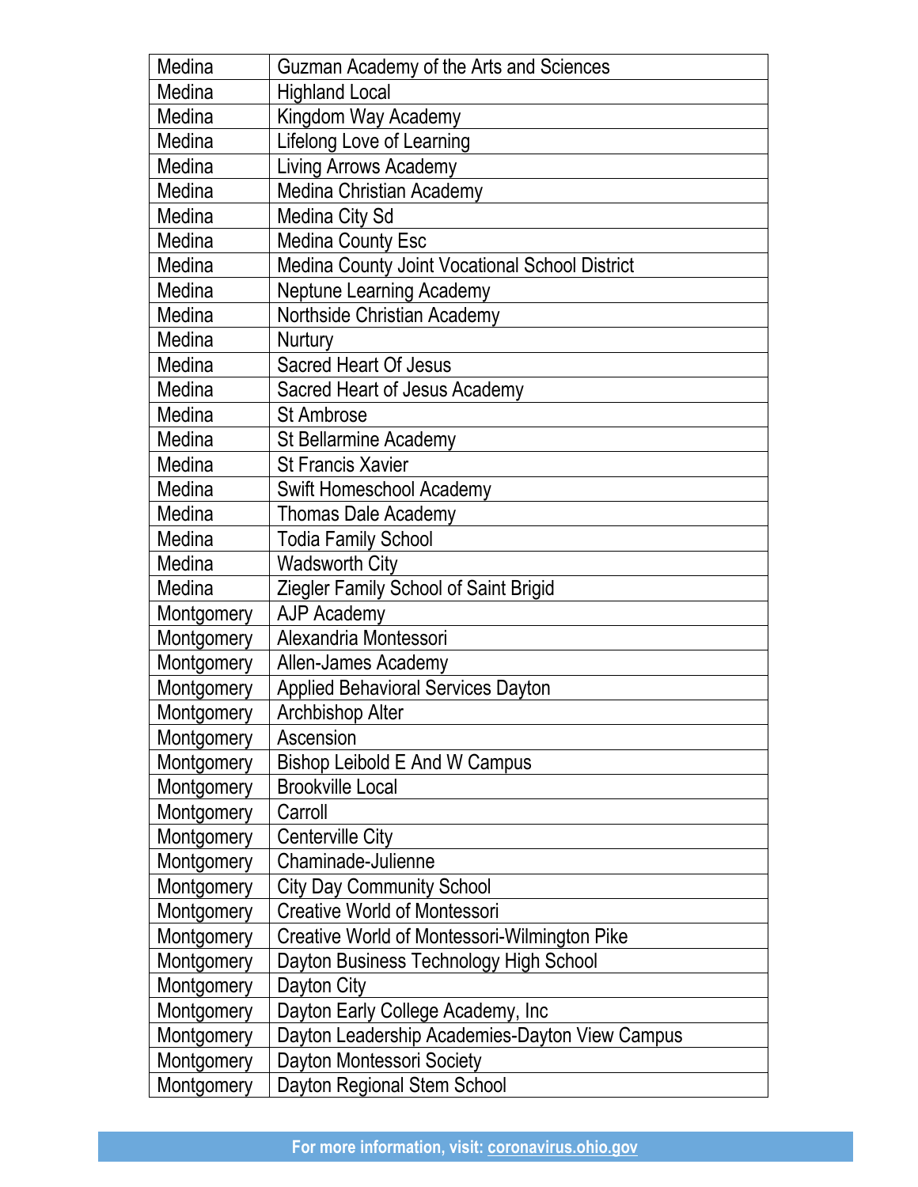| | |
|---|---|
| Medina | Guzman Academy of the Arts and Sciences |
| Medina | Highland Local |
| Medina | Kingdom Way Academy |
| Medina | Lifelong Love of Learning |
| Medina | Living Arrows Academy |
| Medina | Medina Christian Academy |
| Medina | Medina City Sd |
| Medina | Medina County Esc |
| Medina | Medina County Joint Vocational School District |
| Medina | Neptune Learning Academy |
| Medina | Northside Christian Academy |
| Medina | Nurtury |
| Medina | Sacred Heart Of Jesus |
| Medina | Sacred Heart of Jesus Academy |
| Medina | St Ambrose |
| Medina | St Bellarmine Academy |
| Medina | St Francis Xavier |
| Medina | Swift Homeschool Academy |
| Medina | Thomas Dale Academy |
| Medina | Todia Family School |
| Medina | Wadsworth City |
| Medina | Ziegler Family School of Saint Brigid |
| Montgomery | AJP Academy |
| Montgomery | Alexandria Montessori |
| Montgomery | Allen-James Academy |
| Montgomery | Applied Behavioral Services Dayton |
| Montgomery | Archbishop Alter |
| Montgomery | Ascension |
| Montgomery | Bishop Leibold E And W Campus |
| Montgomery | Brookville Local |
| Montgomery | Carroll |
| Montgomery | Centerville City |
| Montgomery | Chaminade-Julienne |
| Montgomery | City Day Community School |
| Montgomery | Creative World of Montessori |
| Montgomery | Creative World of Montessori-Wilmington Pike |
| Montgomery | Dayton Business Technology High School |
| Montgomery | Dayton City |
| Montgomery | Dayton Early College Academy, Inc |
| Montgomery | Dayton Leadership Academies-Dayton View Campus |
| Montgomery | Dayton Montessori Society |
| Montgomery | Dayton Regional Stem School |

For more information, visit: coronavirus.ohio.gov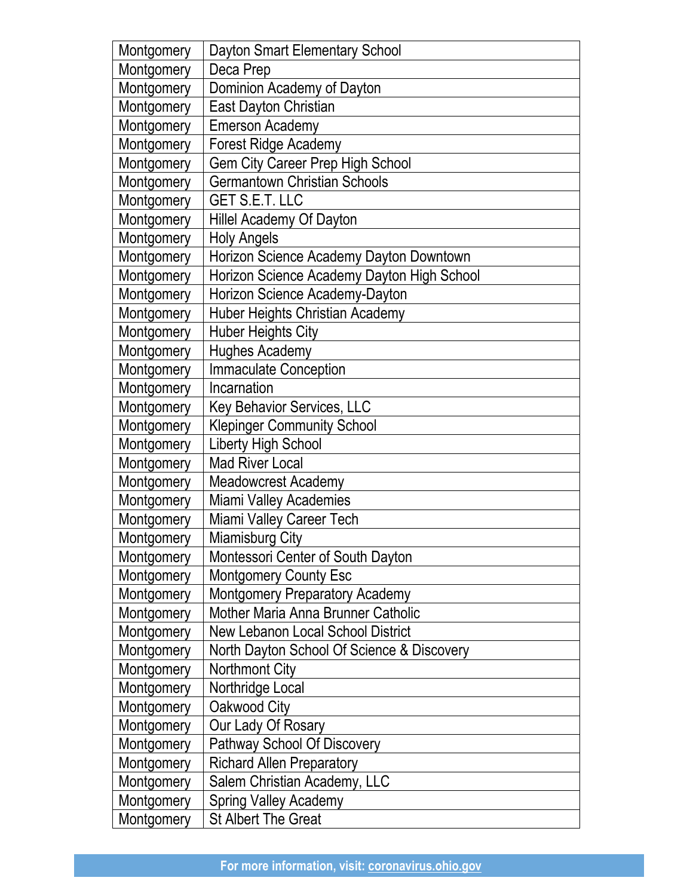| Montgomery | Dayton Smart Elementary School |
|---|---|
| Montgomery | Deca Prep |
| Montgomery | Dominion Academy of Dayton |
| Montgomery | East Dayton Christian |
| Montgomery | Emerson Academy |
| Montgomery | Forest Ridge Academy |
| Montgomery | Gem City Career Prep High School |
| Montgomery | Germantown Christian Schools |
| Montgomery | GET S.E.T. LLC |
| Montgomery | Hillel Academy Of Dayton |
| Montgomery | Holy Angels |
| Montgomery | Horizon Science Academy Dayton Downtown |
| Montgomery | Horizon Science Academy Dayton High School |
| Montgomery | Horizon Science Academy-Dayton |
| Montgomery | Huber Heights Christian Academy |
| Montgomery | Huber Heights City |
| Montgomery | Hughes Academy |
| Montgomery | Immaculate Conception |
| Montgomery | Incarnation |
| Montgomery | Key Behavior Services, LLC |
| Montgomery | Klepinger Community School |
| Montgomery | Liberty High School |
| Montgomery | Mad River Local |
| Montgomery | Meadowcrest Academy |
| Montgomery | Miami Valley Academies |
| Montgomery | Miami Valley Career Tech |
| Montgomery | Miamisburg City |
| Montgomery | Montessori Center of South Dayton |
| Montgomery | Montgomery County Esc |
| Montgomery | Montgomery Preparatory Academy |
| Montgomery | Mother Maria Anna Brunner Catholic |
| Montgomery | New Lebanon Local School District |
| Montgomery | North Dayton School Of Science & Discovery |
| Montgomery | Northmont City |
| Montgomery | Northridge Local |
| Montgomery | Oakwood City |
| Montgomery | Our Lady Of Rosary |
| Montgomery | Pathway School Of Discovery |
| Montgomery | Richard Allen Preparatory |
| Montgomery | Salem Christian Academy, LLC |
| Montgomery | Spring Valley Academy |
| Montgomery | St Albert The Great |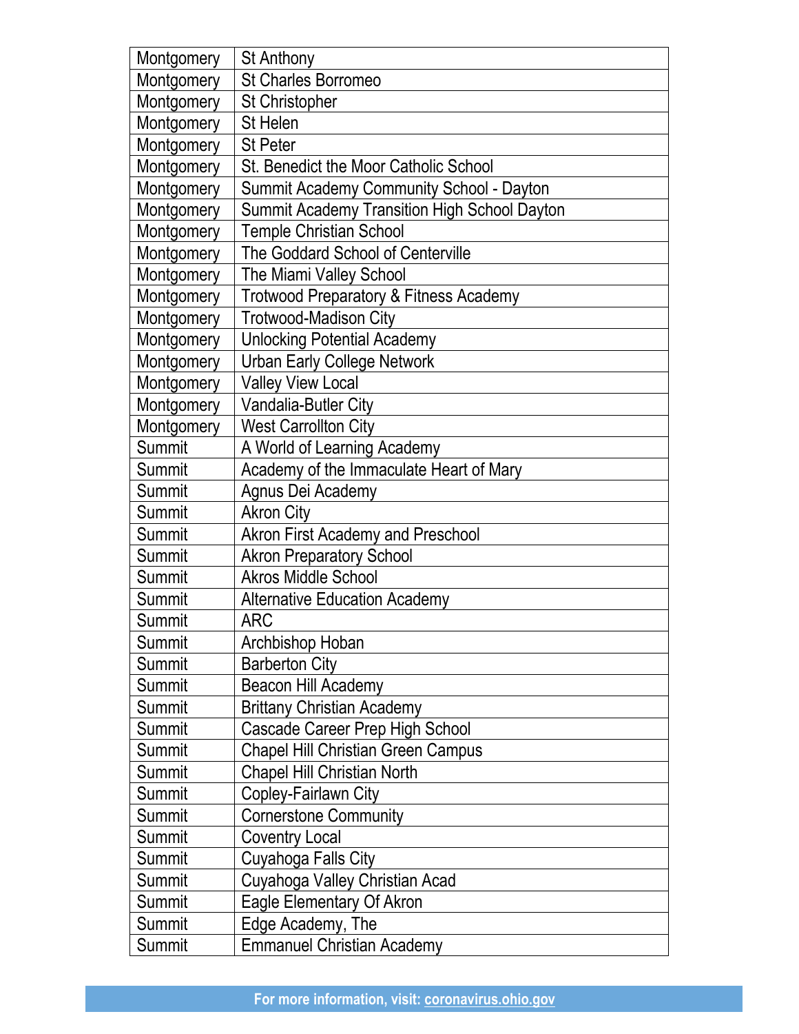| Montgomery | St Anthony |
|---|---|
| Montgomery | St Charles Borromeo |
| Montgomery | St Christopher |
| Montgomery | St Helen |
| Montgomery | St Peter |
| Montgomery | St. Benedict the Moor Catholic School |
| Montgomery | Summit Academy Community School - Dayton |
| Montgomery | Summit Academy Transition High School Dayton |
| Montgomery | Temple Christian School |
| Montgomery | The Goddard School of Centerville |
| Montgomery | The Miami Valley School |
| Montgomery | Trotwood Preparatory & Fitness Academy |
| Montgomery | Trotwood-Madison City |
| Montgomery | Unlocking Potential Academy |
| Montgomery | Urban Early College Network |
| Montgomery | Valley View Local |
| Montgomery | Vandalia-Butler City |
| Montgomery | West Carrollton City |
| Summit | A World of Learning Academy |
| Summit | Academy of the Immaculate Heart of Mary |
| Summit | Agnus Dei Academy |
| Summit | Akron City |
| Summit | Akron First Academy and Preschool |
| Summit | Akron Preparatory School |
| Summit | Akros Middle School |
| Summit | Alternative Education Academy |
| Summit | ARC |
| Summit | Archbishop Hoban |
| Summit | Barberton City |
| Summit | Beacon Hill Academy |
| Summit | Brittany Christian Academy |
| Summit | Cascade Career Prep High School |
| Summit | Chapel Hill Christian Green Campus |
| Summit | Chapel Hill Christian North |
| Summit | Copley-Fairlawn City |
| Summit | Cornerstone Community |
| Summit | Coventry Local |
| Summit | Cuyahoga Falls City |
| Summit | Cuyahoga Valley Christian Acad |
| Summit | Eagle Elementary Of Akron |
| Summit | Edge Academy, The |
| Summit | Emmanuel Christian Academy |

For more information, visit: coronavirus.ohio.gov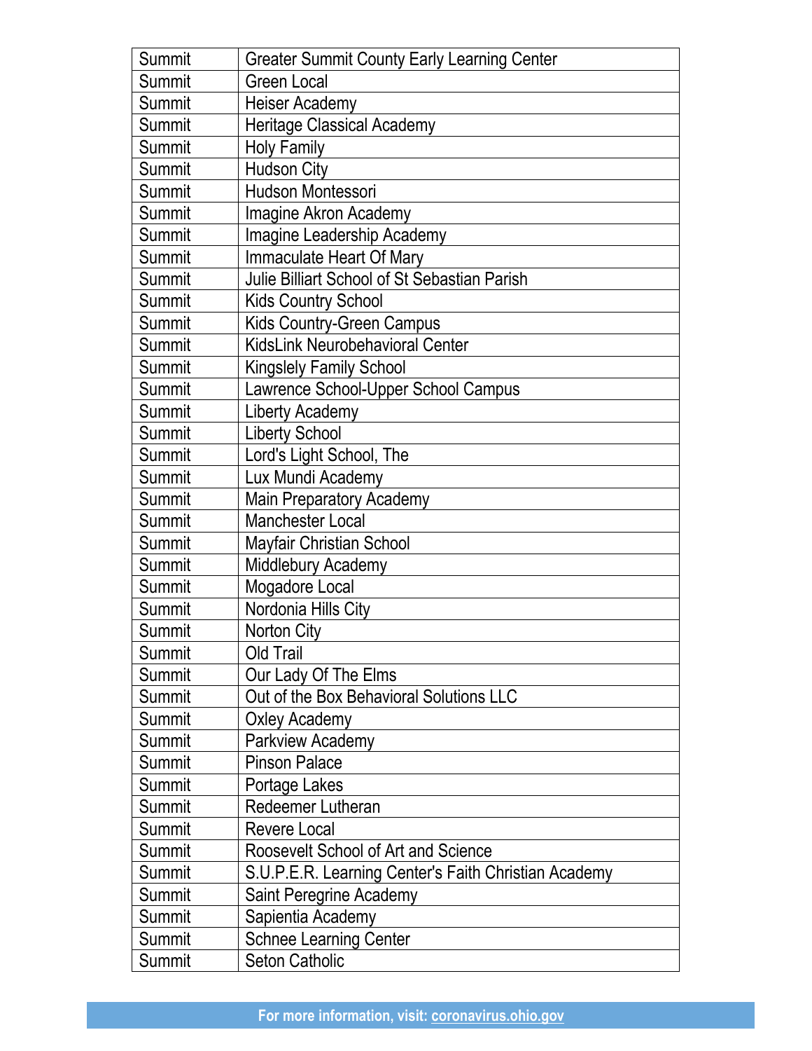| Summit | Greater Summit County Early Learning Center |
|---|---|
| Summit | Green Local |
| Summit | Heiser Academy |
| Summit | Heritage Classical Academy |
| Summit | Holy Family |
| Summit | Hudson City |
| Summit | Hudson Montessori |
| Summit | Imagine Akron Academy |
| Summit | Imagine Leadership Academy |
| Summit | Immaculate Heart Of Mary |
| Summit | Julie Billiart School of St Sebastian Parish |
| Summit | Kids Country School |
| Summit | Kids Country-Green Campus |
| Summit | KidsLink Neurobehavioral Center |
| Summit | Kingslely Family School |
| Summit | Lawrence School-Upper School Campus |
| Summit | Liberty Academy |
| Summit | Liberty School |
| Summit | Lord's Light School, The |
| Summit | Lux Mundi Academy |
| Summit | Main Preparatory Academy |
| Summit | Manchester Local |
| Summit | Mayfair Christian School |
| Summit | Middlebury Academy |
| Summit | Mogadore Local |
| Summit | Nordonia Hills City |
| Summit | Norton City |
| Summit | Old Trail |
| Summit | Our Lady Of The Elms |
| Summit | Out of the Box Behavioral Solutions LLC |
| Summit | Oxley Academy |
| Summit | Parkview Academy |
| Summit | Pinson Palace |
| Summit | Portage Lakes |
| Summit | Redeemer Lutheran |
| Summit | Revere Local |
| Summit | Roosevelt School of Art and Science |
| Summit | S.U.P.E.R. Learning Center's Faith Christian Academy |
| Summit | Saint Peregrine Academy |
| Summit | Sapientia Academy |
| Summit | Schnee Learning Center |
| Summit | Seton Catholic |

For more information, visit: coronavirus.ohio.gov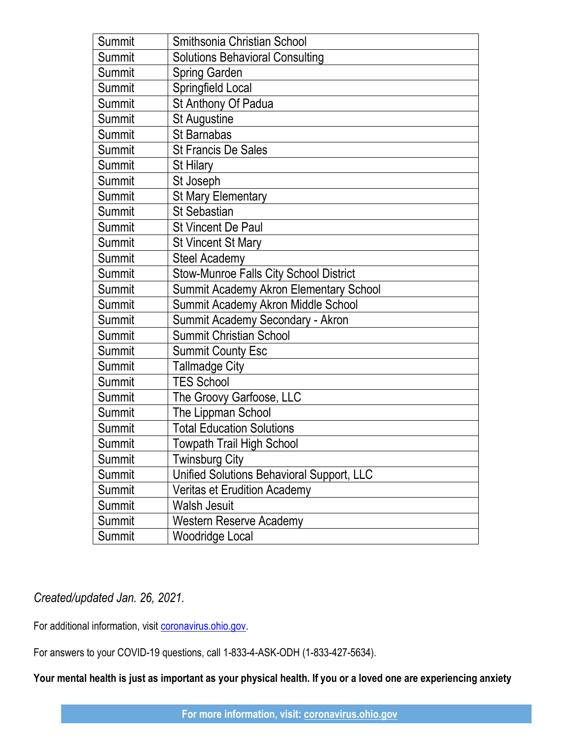| | |
|---|---|
| Summit | Smithsonia Christian School |
| Summit | Solutions Behavioral Consulting |
| Summit | Spring Garden |
| Summit | Springfield Local |
| Summit | St Anthony Of Padua |
| Summit | St Augustine |
| Summit | St Barnabas |
| Summit | St Francis De Sales |
| Summit | St Hilary |
| Summit | St Joseph |
| Summit | St Mary Elementary |
| Summit | St Sebastian |
| Summit | St Vincent De Paul |
| Summit | St Vincent St Mary |
| Summit | Steel Academy |
| Summit | Stow-Munroe Falls City School District |
| Summit | Summit Academy Akron Elementary School |
| Summit | Summit Academy Akron Middle School |
| Summit | Summit Academy Secondary - Akron |
| Summit | Summit Christian School |
| Summit | Summit County Esc |
| Summit | Tallmadge City |
| Summit | TES School |
| Summit | The Groovy Garfoose, LLC |
| Summit | The Lippman School |
| Summit | Total Education Solutions |
| Summit | Towpath Trail High School |
| Summit | Twinsburg City |
| Summit | Unified Solutions Behavioral Support, LLC |
| Summit | Veritas et Erudition Academy |
| Summit | Walsh Jesuit |
| Summit | Western Reserve Academy |
| Summit | Woodridge Local |

*Created/updated Jan. 26, 2021.*

For additional information, visit coronavirus.ohio.gov.

For answers to your COVID-19 questions, call 1-833-4-ASK-ODH (1-833-427-5634).

**Your mental health is just as important as your physical health. If you or a loved one are experiencing anxiety**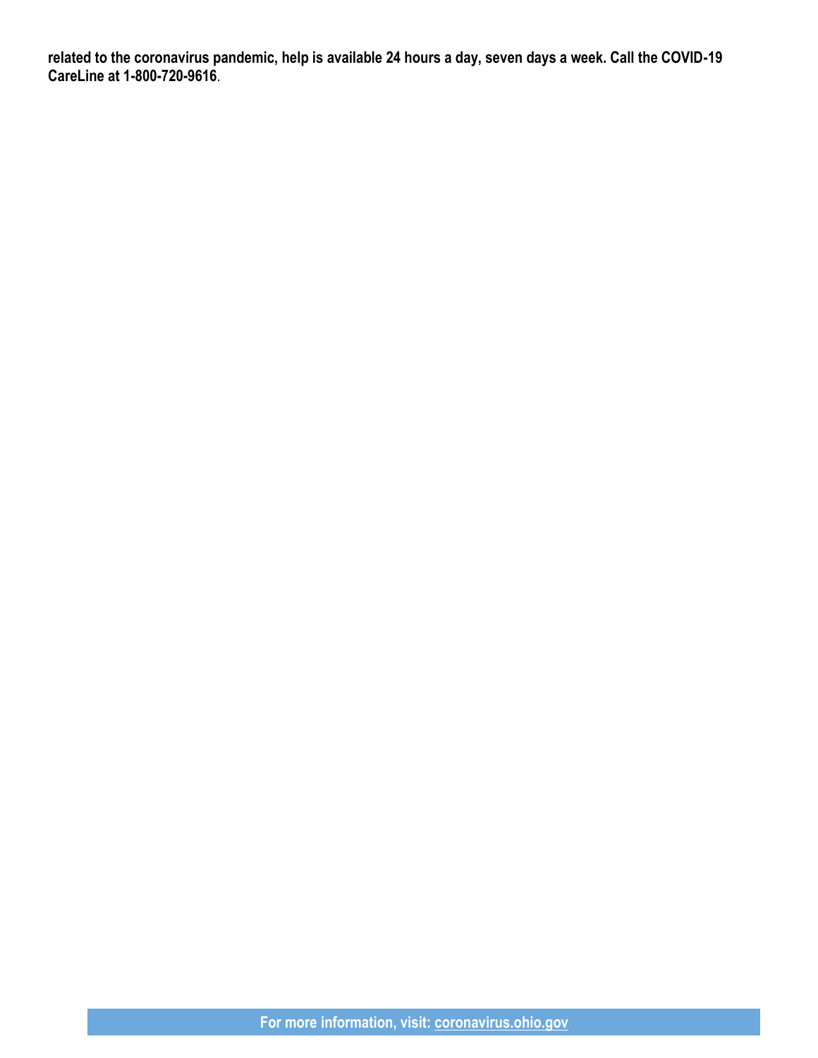**related to the coronavirus pandemic, help is available 24 hours a day, seven days a week. Call the COVID-19 CareLine at 1-800-720-9616**.

**For more information, visit: coronavirus.ohio.gov**